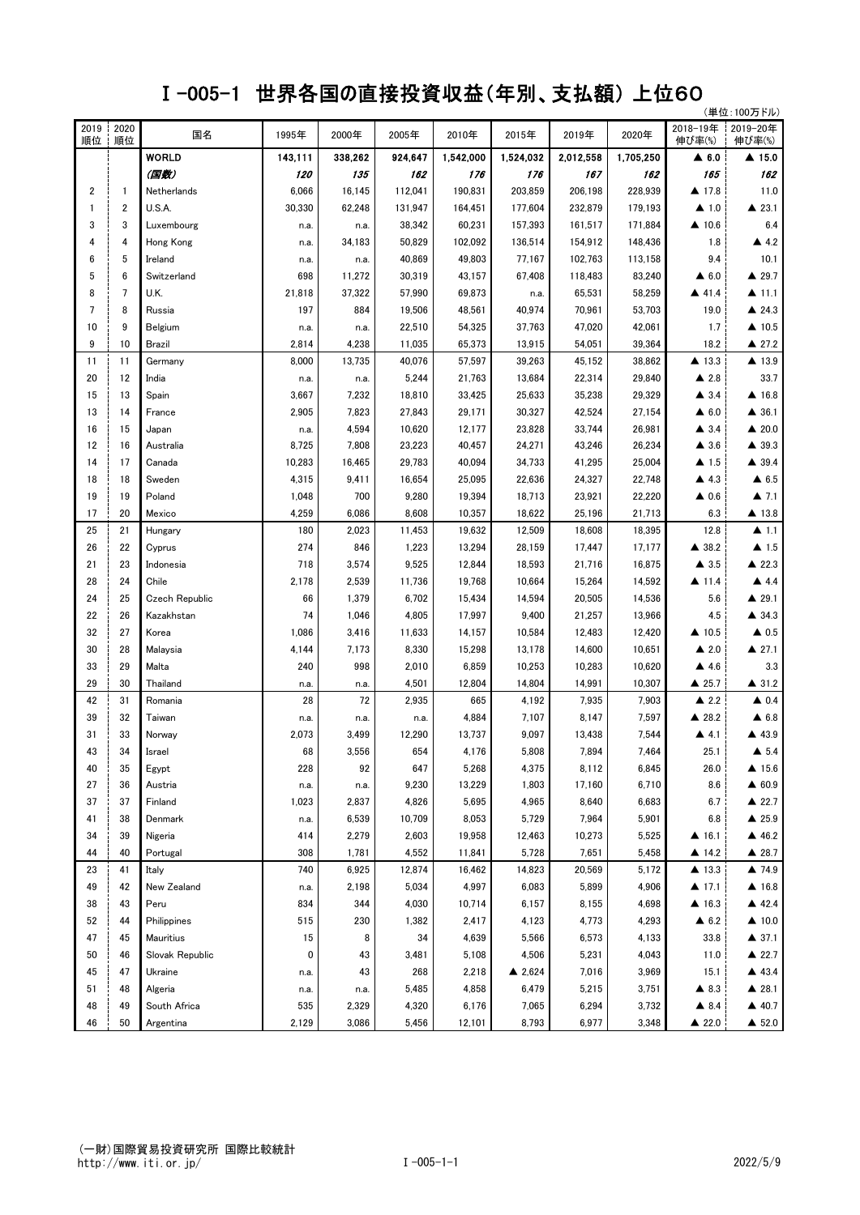# Ｉ-005-1 世界各国の直接投資収益(年別、支払額) 上位60

(単位:100万ドル)

| 2019順位 | 2020順位 | 国名 | 1995年 | 2000年 | 2005年 | 2010年 | 2015年 | 2019年 | 2020年 | 2018-19年伸び率(%) | 2019-20年伸び率(%) |
|---|---|---|---|---|---|---|---|---|---|---|---|
| | | **WORLD** | **143,111** | **338,262** | **924,647** | **1,542,000** | **1,524,032** | **2,012,558** | **1,705,250** | **▲ 6.0** | **▲ 15.0** |
| | | ***(国数)*** | ***120*** | ***135*** | ***162*** | ***176*** | ***176*** | ***167*** | ***162*** | ***165*** | ***162*** |
| 2 | 1 | Netherlands | 6,066 | 16,145 | 112,041 | 190,831 | 203,859 | 206,198 | 228,939 | ▲ 17.8 | 11.0 |
| 1 | 2 | U.S.A. | 30,330 | 62,248 | 131,947 | 164,451 | 177,604 | 232,879 | 179,193 | ▲ 1.0 | ▲ 23.1 |
| 3 | 3 | Luxembourg | n.a. | n.a. | 38,342 | 60,231 | 157,393 | 161,517 | 171,884 | ▲ 10.6 | 6.4 |
| 4 | 4 | Hong Kong | n.a. | 34,183 | 50,829 | 102,092 | 136,514 | 154,912 | 148,436 | 1.8 | ▲ 4.2 |
| 6 | 5 | Ireland | n.a. | n.a. | 40,869 | 49,803 | 77,167 | 102,763 | 113,158 | 9.4 | 10.1 |
| 5 | 6 | Switzerland | 698 | 11,272 | 30,319 | 43,157 | 67,408 | 118,483 | 83,240 | ▲ 6.0 | ▲ 29.7 |
| 8 | 7 | U.K. | 21,818 | 37,322 | 57,990 | 69,873 | n.a. | 65,531 | 58,259 | ▲ 41.4 | ▲ 11.1 |
| 7 | 8 | Russia | 197 | 884 | 19,506 | 48,561 | 40,974 | 70,961 | 53,703 | 19.0 | ▲ 24.3 |
| 10 | 9 | Belgium | n.a. | n.a. | 22,510 | 54,325 | 37,763 | 47,020 | 42,061 | 1.7 | ▲ 10.5 |
| 9 | 10 | Brazil | 2,814 | 4,238 | 11,035 | 65,373 | 13,915 | 54,051 | 39,364 | 18.2 | ▲ 27.2 |
| 11 | 11 | Germany | 8,000 | 13,735 | 40,076 | 57,597 | 39,263 | 45,152 | 38,862 | ▲ 13.3 | ▲ 13.9 |
| 20 | 12 | India | n.a. | n.a. | 5,244 | 21,763 | 13,684 | 22,314 | 29,840 | ▲ 2.8 | 33.7 |
| 15 | 13 | Spain | 3,667 | 7,232 | 18,810 | 33,425 | 25,633 | 35,238 | 29,329 | ▲ 3.4 | ▲ 16.8 |
| 13 | 14 | France | 2,905 | 7,823 | 27,843 | 29,171 | 30,327 | 42,524 | 27,154 | ▲ 6.0 | ▲ 36.1 |
| 16 | 15 | Japan | n.a. | 4,594 | 10,620 | 12,177 | 23,828 | 33,744 | 26,981 | ▲ 3.4 | ▲ 20.0 |
| 12 | 16 | Australia | 8,725 | 7,808 | 23,223 | 40,457 | 24,271 | 43,246 | 26,234 | ▲ 3.6 | ▲ 39.3 |
| 14 | 17 | Canada | 10,283 | 16,465 | 29,783 | 40,094 | 34,733 | 41,295 | 25,004 | ▲ 1.5 | ▲ 39.4 |
| 18 | 18 | Sweden | 4,315 | 9,411 | 16,654 | 25,095 | 22,636 | 24,327 | 22,748 | ▲ 4.3 | ▲ 6.5 |
| 19 | 19 | Poland | 1,048 | 700 | 9,280 | 19,394 | 18,713 | 23,921 | 22,220 | ▲ 0.6 | ▲ 7.1 |
| 17 | 20 | Mexico | 4,259 | 6,086 | 8,608 | 10,357 | 18,622 | 25,196 | 21,713 | 6.3 | ▲ 13.8 |
| 25 | 21 | Hungary | 180 | 2,023 | 11,453 | 19,632 | 12,509 | 18,608 | 18,395 | 12.8 | ▲ 1.1 |
| 26 | 22 | Cyprus | 274 | 846 | 1,223 | 13,294 | 28,159 | 17,447 | 17,177 | ▲ 38.2 | ▲ 1.5 |
| 21 | 23 | Indonesia | 718 | 3,574 | 9,525 | 12,844 | 18,593 | 21,716 | 16,875 | ▲ 3.5 | ▲ 22.3 |
| 28 | 24 | Chile | 2,178 | 2,539 | 11,736 | 19,768 | 10,664 | 15,264 | 14,592 | ▲ 11.4 | ▲ 4.4 |
| 24 | 25 | Czech Republic | 66 | 1,379 | 6,702 | 15,434 | 14,594 | 20,505 | 14,536 | 5.6 | ▲ 29.1 |
| 22 | 26 | Kazakhstan | 74 | 1,046 | 4,805 | 17,997 | 9,400 | 21,257 | 13,966 | 4.5 | ▲ 34.3 |
| 32 | 27 | Korea | 1,086 | 3,416 | 11,633 | 14,157 | 10,584 | 12,483 | 12,420 | ▲ 10.5 | ▲ 0.5 |
| 30 | 28 | Malaysia | 4,144 | 7,173 | 8,330 | 15,298 | 13,178 | 14,600 | 10,651 | ▲ 2.0 | ▲ 27.1 |
| 33 | 29 | Malta | 240 | 998 | 2,010 | 6,859 | 10,253 | 10,283 | 10,620 | ▲ 4.6 | 3.3 |
| 29 | 30 | Thailand | n.a. | n.a. | 4,501 | 12,804 | 14,804 | 14,991 | 10,307 | ▲ 25.7 | ▲ 31.2 |
| 42 | 31 | Romania | 28 | 72 | 2,935 | 665 | 4,192 | 7,935 | 7,903 | ▲ 2.2 | ▲ 0.4 |
| 39 | 32 | Taiwan | n.a. | n.a. | n.a. | 4,884 | 7,107 | 8,147 | 7,597 | ▲ 28.2 | ▲ 6.8 |
| 31 | 33 | Norway | 2,073 | 3,499 | 12,290 | 13,737 | 9,097 | 13,438 | 7,544 | ▲ 4.1 | ▲ 43.9 |
| 43 | 34 | Israel | 68 | 3,556 | 654 | 4,176 | 5,808 | 7,894 | 7,464 | 25.1 | ▲ 5.4 |
| 40 | 35 | Egypt | 228 | 92 | 647 | 5,268 | 4,375 | 8,112 | 6,845 | 26.0 | ▲ 15.6 |
| 27 | 36 | Austria | n.a. | n.a. | 9,230 | 13,229 | 1,803 | 17,160 | 6,710 | 8.6 | ▲ 60.9 |
| 37 | 37 | Finland | 1,023 | 2,837 | 4,826 | 5,695 | 4,965 | 8,640 | 6,683 | 6.7 | ▲ 22.7 |
| 41 | 38 | Denmark | n.a. | 6,539 | 10,709 | 8,053 | 5,729 | 7,964 | 5,901 | 6.8 | ▲ 25.9 |
| 34 | 39 | Nigeria | 414 | 2,279 | 2,603 | 19,958 | 12,463 | 10,273 | 5,525 | ▲ 16.1 | ▲ 46.2 |
| 44 | 40 | Portugal | 308 | 1,781 | 4,552 | 11,841 | 5,728 | 7,651 | 5,458 | ▲ 14.2 | ▲ 28.7 |
| 23 | 41 | Italy | 740 | 6,925 | 12,874 | 16,462 | 14,823 | 20,569 | 5,172 | ▲ 13.3 | ▲ 74.9 |
| 49 | 42 | New Zealand | n.a. | 2,198 | 5,034 | 4,997 | 6,083 | 5,899 | 4,906 | ▲ 17.1 | ▲ 16.8 |
| 38 | 43 | Peru | 834 | 344 | 4,030 | 10,714 | 6,157 | 8,155 | 4,698 | ▲ 16.3 | ▲ 42.4 |
| 52 | 44 | Philippines | 515 | 230 | 1,382 | 2,417 | 4,123 | 4,773 | 4,293 | ▲ 6.2 | ▲ 10.0 |
| 47 | 45 | Mauritius | 15 | 8 | 34 | 4,639 | 5,566 | 6,573 | 4,133 | 33.8 | ▲ 37.1 |
| 50 | 46 | Slovak Republic | 0 | 43 | 3,481 | 5,108 | 4,506 | 5,231 | 4,043 | 11.0 | ▲ 22.7 |
| 45 | 47 | Ukraine | n.a. | 43 | 268 | 2,218 | ▲ 2,624 | 7,016 | 3,969 | 15.1 | ▲ 43.4 |
| 51 | 48 | Algeria | n.a. | n.a. | 5,485 | 4,858 | 6,479 | 5,215 | 3,751 | ▲ 8.3 | ▲ 28.1 |
| 48 | 49 | South Africa | 535 | 2,329 | 4,320 | 6,176 | 7,065 | 6,294 | 3,732 | ▲ 8.4 | ▲ 40.7 |
| 46 | 50 | Argentina | 2,129 | 3,086 | 5,456 | 12,101 | 8,793 | 6,977 | 3,348 | ▲ 22.0 | ▲ 52.0 |

(一財)国際貿易投資研究所 国際比較統計
http://www.iti.or.jp/

2022/5/9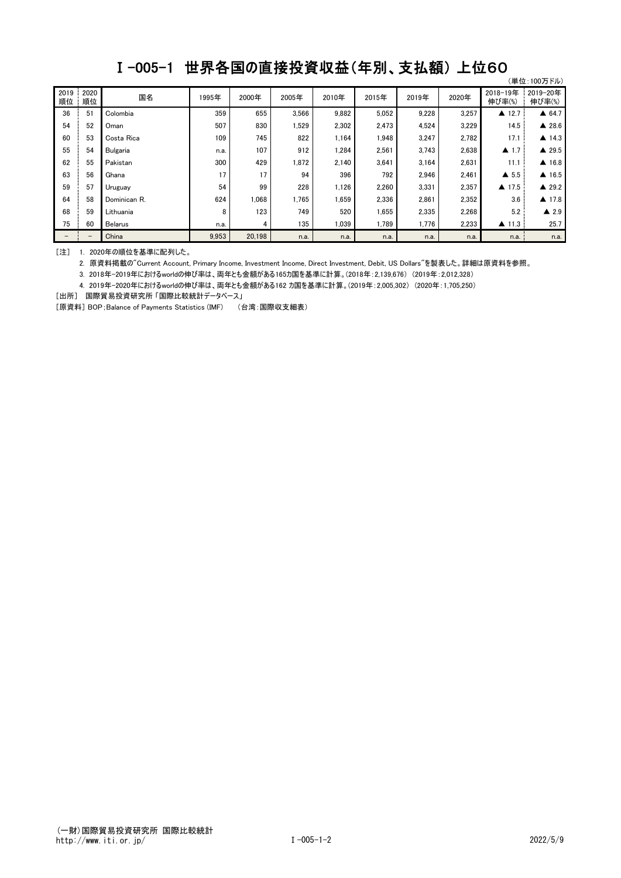# Ⅰ-005-1 世界各国の直接投資収益(年別、支払額) 上位60

(単位:100万ドル)

| 2019 順位 | 2020 順位 | 国名 | 1995年 | 2000年 | 2005年 | 2010年 | 2015年 | 2019年 | 2020年 | 2018-19年 伸び率(%) | 2019-20年 伸び率(%) |
|---|---|---|---|---|---|---|---|---|---|---|---|
| 36 | 51 | Colombia | 359 | 655 | 3,566 | 9,882 | 5,052 | 9,228 | 3,257 | ▲ 12.7 | ▲ 64.7 |
| 54 | 52 | Oman | 507 | 830 | 1,529 | 2,302 | 2,473 | 4,524 | 3,229 | 14.5 | ▲ 28.6 |
| 60 | 53 | Costa Rica | 109 | 745 | 822 | 1,164 | 1,948 | 3,247 | 2,782 | 17.1 | ▲ 14.3 |
| 55 | 54 | Bulgaria | n.a. | 107 | 912 | 1,284 | 2,561 | 3,743 | 2,638 | ▲ 1.7 | ▲ 29.5 |
| 62 | 55 | Pakistan | 300 | 429 | 1,872 | 2,140 | 3,641 | 3,164 | 2,631 | 11.1 | ▲ 16.8 |
| 63 | 56 | Ghana | 17 | 17 | 94 | 396 | 792 | 2,946 | 2,461 | ▲ 5.5 | ▲ 16.5 |
| 59 | 57 | Uruguay | 54 | 99 | 228 | 1,126 | 2,260 | 3,331 | 2,357 | ▲ 17.5 | ▲ 29.2 |
| 64 | 58 | Dominican R. | 624 | 1,068 | 1,765 | 1,659 | 2,336 | 2,861 | 2,352 | 3.6 | ▲ 17.8 |
| 68 | 59 | Lithuania | 8 | 123 | 749 | 520 | 1,655 | 2,335 | 2,268 | 5.2 | ▲ 2.9 |
| 75 | 60 | Belarus | n.a. | 4 | 135 | 1,039 | 1,789 | 1,776 | 2,233 | ▲ 11.3 | 25.7 |
| − | − | China | 9,953 | 20,198 | n.a. | n.a. | n.a. | n.a. | n.a. | n.a. | n.a. |

[注] 1. 2020年の順位を基準に配列した。

2. 原資料掲載の"Current Account, Primary Income, Investment Income, Direct Investment, Debit, US Dollars"を製表した。詳細は原資料を参照。

3. 2018年-2019年におけるworldの伸び率は、両年とも金額がある165カ国を基準に計算。(2018年:2,139,676) (2019年:2,012,328)

4. 2019年-2020年におけるworldの伸び率は、両年とも金額がある162 カ国を基準に計算。(2019年:2,005,302) (2020年:1,705,250)

[出所] 国際貿易投資研究所「国際比較統計データベース」

[原資料] BOP;Balance of Payments Statistics (IMF) (台湾:国際収支細表)